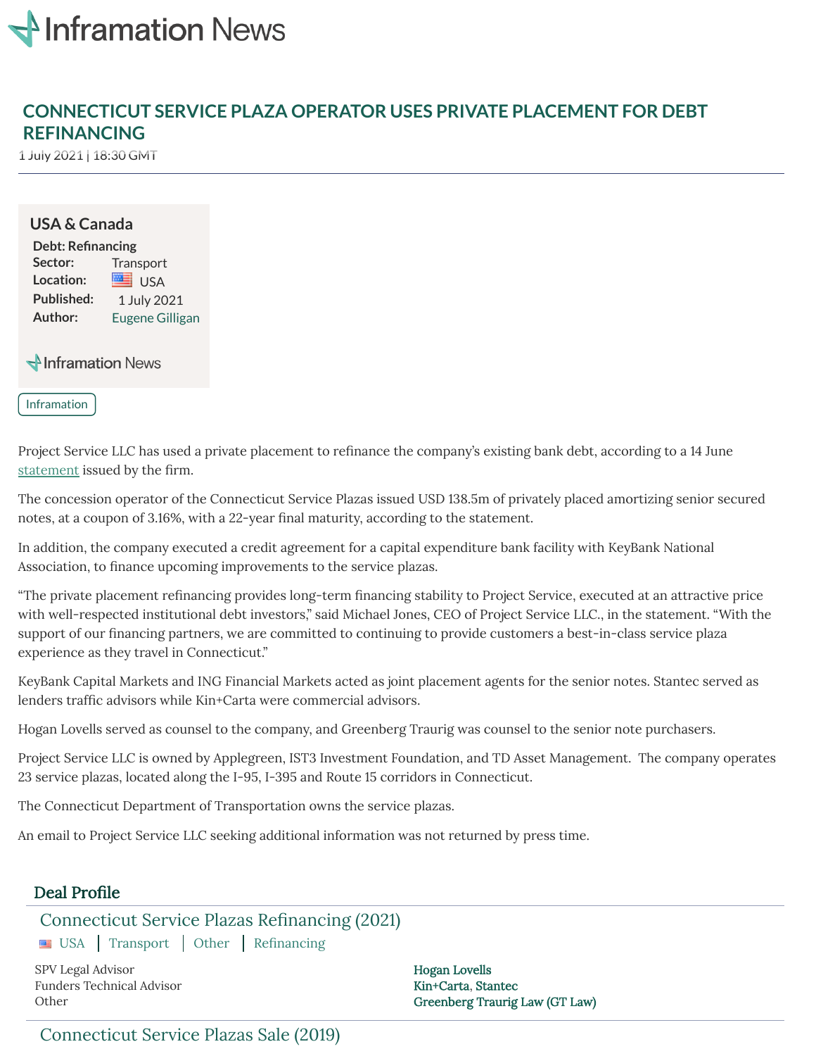# CONNECTICUT SERVICE PLAZA OPERATOR USES PRIVATE PLACEMENT FOR DEBT REFINANCING

1 July 2021 | 18:30 GMT

**USA & Canada**

**Debt: Refinancing**

**Sector:** Transport
**Location:** USA
**Published:** 1 July 2021
**Author:** Eugene Gilligan

Inframation News

Inframation

Project Service LLC has used a private placement to refinance the company's existing bank debt, according to a 14 June statement issued by the firm.

The concession operator of the Connecticut Service Plazas issued USD 138.5m of privately placed amortizing senior secured notes, at a coupon of 3.16%, with a 22-year final maturity, according to the statement.

In addition, the company executed a credit agreement for a capital expenditure bank facility with KeyBank National Association, to finance upcoming improvements to the service plazas.

"The private placement refinancing provides long-term financing stability to Project Service, executed at an attractive price with well-respected institutional debt investors," said Michael Jones, CEO of Project Service LLC., in the statement. "With the support of our financing partners, we are committed to continuing to provide customers a best-in-class service plaza experience as they travel in Connecticut."

KeyBank Capital Markets and ING Financial Markets acted as joint placement agents for the senior notes. Stantec served as lenders traffic advisors while Kin+Carta were commercial advisors.

Hogan Lovells served as counsel to the company, and Greenberg Traurig was counsel to the senior note purchasers.

Project Service LLC is owned by Applegreen, IST3 Investment Foundation, and TD Asset Management. The company operates 23 service plazas, located along the I-95, I-395 and Route 15 corridors in Connecticut.

The Connecticut Department of Transportation owns the service plazas.

An email to Project Service LLC seeking additional information was not returned by press time.

## Deal Profile

### Connecticut Service Plazas Refinancing (2021)

USA | Transport | Other | Refinancing

| | |
|---|---|
| SPV Legal Advisor | Hogan Lovells |
| Funders Technical Advisor | Kin+Carta, Stantec |
| Other | Greenberg Traurig Law (GT Law) |

### Connecticut Service Plazas Sale (2019)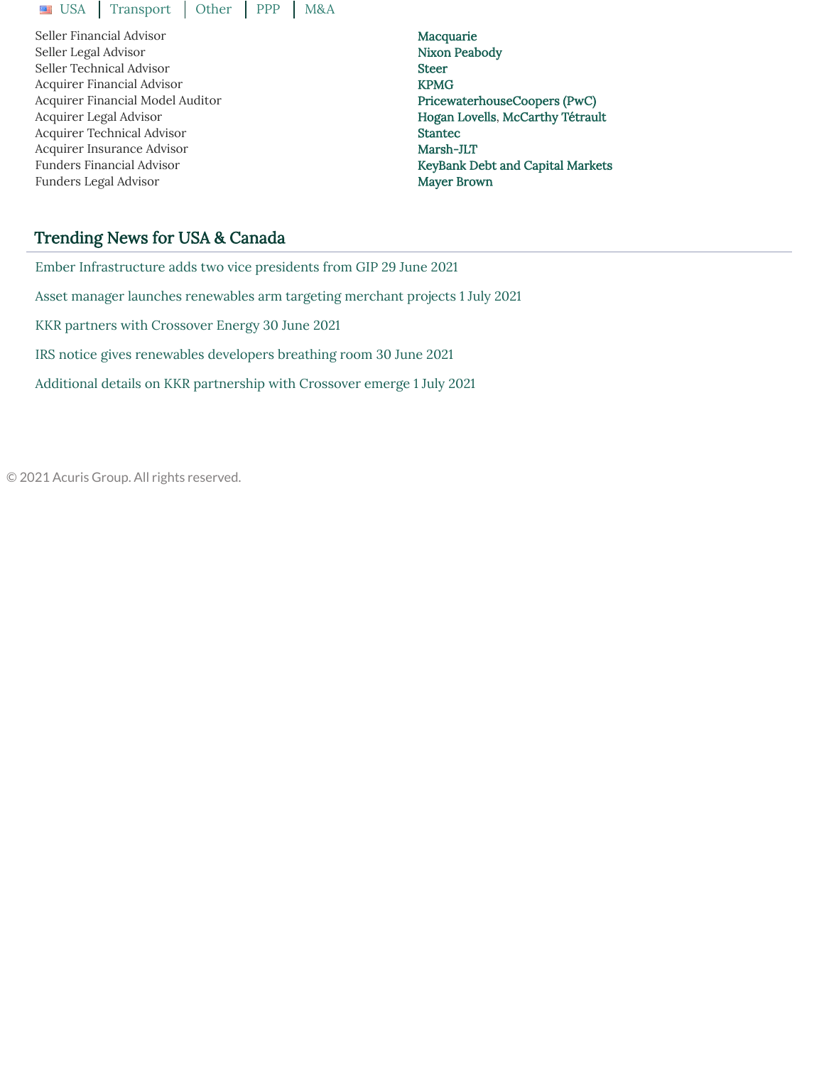USA | Transport | Other | PPP | M&A

| | |
|---|---|
| Seller Financial Advisor | **Macquarie** |
| Seller Legal Advisor | **Nixon Peabody** |
| Seller Technical Advisor | **Steer** |
| Acquirer Financial Advisor | **KPMG** |
| Acquirer Financial Model Auditor | **PricewaterhouseCoopers (PwC)** |
| Acquirer Legal Advisor | **Hogan Lovells**, **McCarthy Tétrault** |
| Acquirer Technical Advisor | **Stantec** |
| Acquirer Insurance Advisor | **Marsh-JLT** |
| Funders Financial Advisor | **KeyBank Debt and Capital Markets** |
| Funders Legal Advisor | **Mayer Brown** |

## Trending News for USA & Canada

Ember Infrastructure adds two vice presidents from GIP 29 June 2021

Asset manager launches renewables arm targeting merchant projects 1 July 2021

KKR partners with Crossover Energy 30 June 2021

IRS notice gives renewables developers breathing room 30 June 2021

Additional details on KKR partnership with Crossover emerge 1 July 2021

© 2021 Acuris Group. All rights reserved.